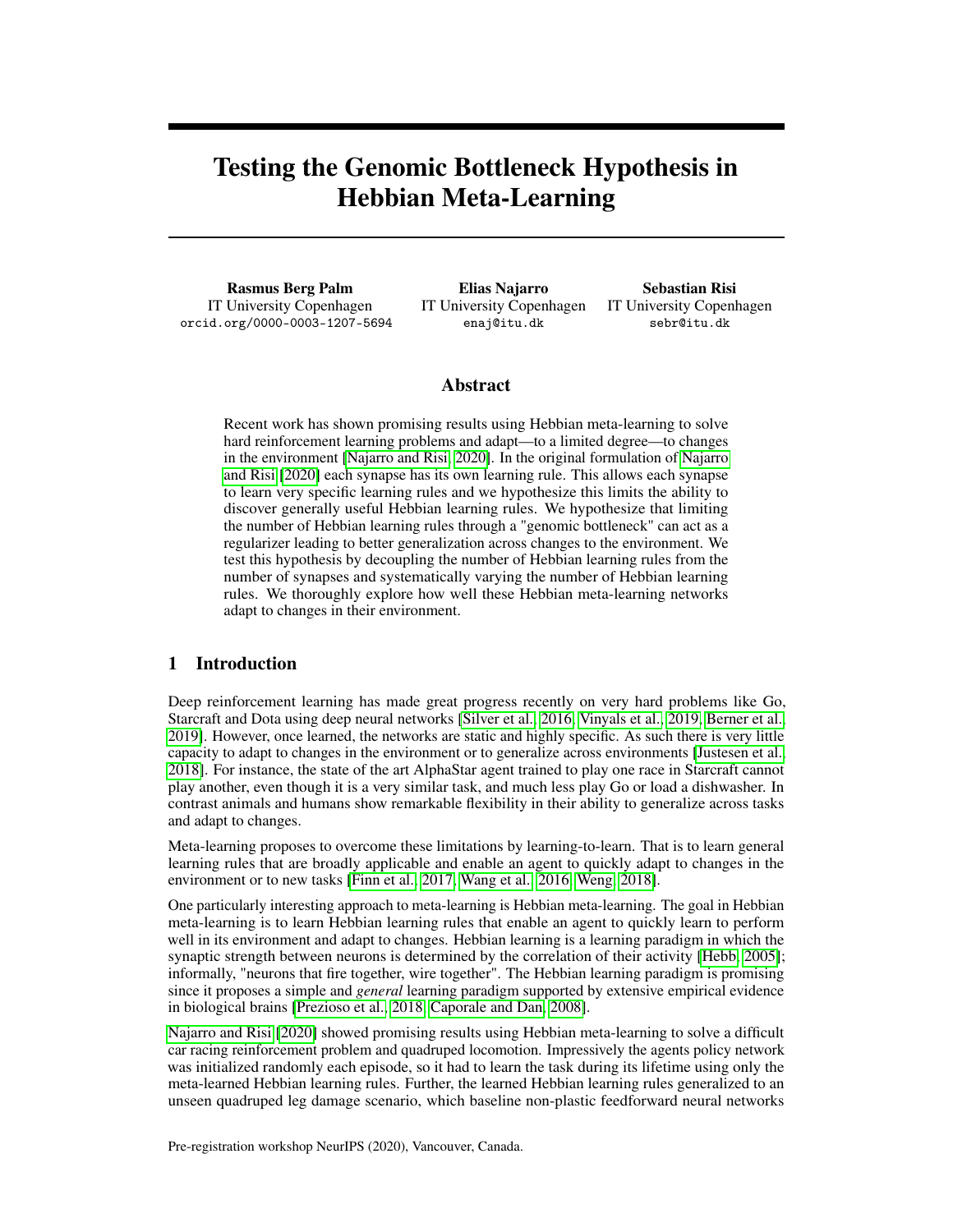# Testing the Genomic Bottleneck Hypothesis in Hebbian Meta-Learning

**Rasmus Berg Palm**
IT University Copenhagen
orcid.org/0000-0003-1207-5694

**Elias Najarro**
IT University Copenhagen
enaj@itu.dk

**Sebastian Risi**
IT University Copenhagen
sebr@itu.dk

## Abstract

Recent work has shown promising results using Hebbian meta-learning to solve hard reinforcement learning problems and adapt—to a limited degree—to changes in the environment [Najarro and Risi, 2020]. In the original formulation of Najarro and Risi [2020] each synapse has its own learning rule. This allows each synapse to learn very specific learning rules and we hypothesize this limits the ability to discover generally useful Hebbian learning rules. We hypothesize that limiting the number of Hebbian learning rules through a "genomic bottleneck" can act as a regularizer leading to better generalization across changes to the environment. We test this hypothesis by decoupling the number of Hebbian learning rules from the number of synapses and systematically varying the number of Hebbian learning rules. We thoroughly explore how well these Hebbian meta-learning networks adapt to changes in their environment.

## 1 Introduction

Deep reinforcement learning has made great progress recently on very hard problems like Go, Starcraft and Dota using deep neural networks [Silver et al., 2016, Vinyals et al., 2019, Berner et al., 2019]. However, once learned, the networks are static and highly specific. As such there is very little capacity to adapt to changes in the environment or to generalize across environments [Justesen et al., 2018]. For instance, the state of the art AlphaStar agent trained to play one race in Starcraft cannot play another, even though it is a very similar task, and much less play Go or load a dishwasher. In contrast animals and humans show remarkable flexibility in their ability to generalize across tasks and adapt to changes.

Meta-learning proposes to overcome these limitations by learning-to-learn. That is to learn general learning rules that are broadly applicable and enable an agent to quickly adapt to changes in the environment or to new tasks [Finn et al., 2017, Wang et al., 2016, Weng, 2018].

One particularly interesting approach to meta-learning is Hebbian meta-learning. The goal in Hebbian meta-learning is to learn Hebbian learning rules that enable an agent to quickly learn to perform well in its environment and adapt to changes. Hebbian learning is a learning paradigm in which the synaptic strength between neurons is determined by the correlation of their activity [Hebb, 2005]; informally, "neurons that fire together, wire together". The Hebbian learning paradigm is promising since it proposes a simple and *general* learning paradigm supported by extensive empirical evidence in biological brains [Prezioso et al., 2018, Caporale and Dan, 2008].

Najarro and Risi [2020] showed promising results using Hebbian meta-learning to solve a difficult car racing reinforcement problem and quadruped locomotion. Impressively the agents policy network was initialized randomly each episode, so it had to learn the task during its lifetime using only the meta-learned Hebbian learning rules. Further, the learned Hebbian learning rules generalized to an unseen quadruped leg damage scenario, which baseline non-plastic feedforward neural networks

Pre-registration workshop NeurIPS (2020), Vancouver, Canada.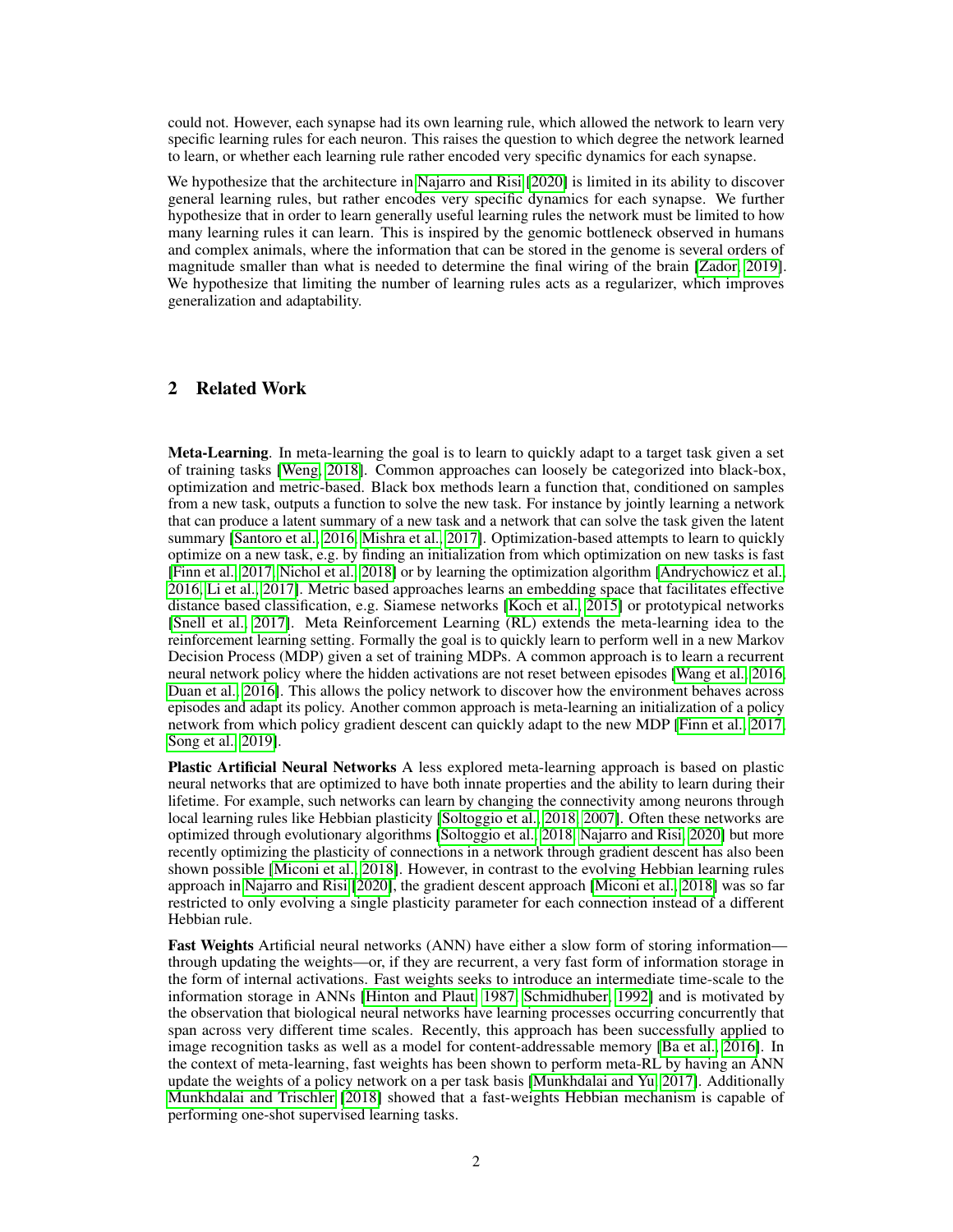could not. However, each synapse had its own learning rule, which allowed the network to learn very specific learning rules for each neuron. This raises the question to which degree the network learned to learn, or whether each learning rule rather encoded very specific dynamics for each synapse.

We hypothesize that the architecture in Najarro and Risi [2020] is limited in its ability to discover general learning rules, but rather encodes very specific dynamics for each synapse. We further hypothesize that in order to learn generally useful learning rules the network must be limited to how many learning rules it can learn. This is inspired by the genomic bottleneck observed in humans and complex animals, where the information that can be stored in the genome is several orders of magnitude smaller than what is needed to determine the final wiring of the brain [Zador, 2019]. We hypothesize that limiting the number of learning rules acts as a regularizer, which improves generalization and adaptability.

## 2 Related Work

**Meta-Learning**. In meta-learning the goal is to learn to quickly adapt to a target task given a set of training tasks [Weng, 2018]. Common approaches can loosely be categorized into black-box, optimization and metric-based. Black box methods learn a function that, conditioned on samples from a new task, outputs a function to solve the new task. For instance by jointly learning a network that can produce a latent summary of a new task and a network that can solve the task given the latent summary [Santoro et al., 2016, Mishra et al., 2017]. Optimization-based attempts to learn to quickly optimize on a new task, e.g. by finding an initialization from which optimization on new tasks is fast [Finn et al., 2017, Nichol et al., 2018] or by learning the optimization algorithm [Andrychowicz et al., 2016, Li et al., 2017]. Metric based approaches learns an embedding space that facilitates effective distance based classification, e.g. Siamese networks [Koch et al., 2015] or prototypical networks [Snell et al., 2017]. Meta Reinforcement Learning (RL) extends the meta-learning idea to the reinforcement learning setting. Formally the goal is to quickly learn to perform well in a new Markov Decision Process (MDP) given a set of training MDPs. A common approach is to learn a recurrent neural network policy where the hidden activations are not reset between episodes [Wang et al., 2016, Duan et al., 2016]. This allows the policy network to discover how the environment behaves across episodes and adapt its policy. Another common approach is meta-learning an initialization of a policy network from which policy gradient descent can quickly adapt to the new MDP [Finn et al., 2017, Song et al., 2019].

**Plastic Artificial Neural Networks** A less explored meta-learning approach is based on plastic neural networks that are optimized to have both innate properties and the ability to learn during their lifetime. For example, such networks can learn by changing the connectivity among neurons through local learning rules like Hebbian plasticity [Soltoggio et al., 2018, 2007]. Often these networks are optimized through evolutionary algorithms [Soltoggio et al., 2018, Najarro and Risi, 2020] but more recently optimizing the plasticity of connections in a network through gradient descent has also been shown possible [Miconi et al., 2018]. However, in contrast to the evolving Hebbian learning rules approach in Najarro and Risi [2020], the gradient descent approach [Miconi et al., 2018] was so far restricted to only evolving a single plasticity parameter for each connection instead of a different Hebbian rule.

**Fast Weights** Artificial neural networks (ANN) have either a slow form of storing information—through updating the weights—or, if they are recurrent, a very fast form of information storage in the form of internal activations. Fast weights seeks to introduce an intermediate time-scale to the information storage in ANNs [Hinton and Plaut, 1987, Schmidhuber, 1992] and is motivated by the observation that biological neural networks have learning processes occurring concurrently that span across very different time scales. Recently, this approach has been successfully applied to image recognition tasks as well as a model for content-addressable memory [Ba et al., 2016]. In the context of meta-learning, fast weights has been shown to perform meta-RL by having an ANN update the weights of a policy network on a per task basis [Munkhdalai and Yu, 2017]. Additionally Munkhdalai and Trischler [2018] showed that a fast-weights Hebbian mechanism is capable of performing one-shot supervised learning tasks.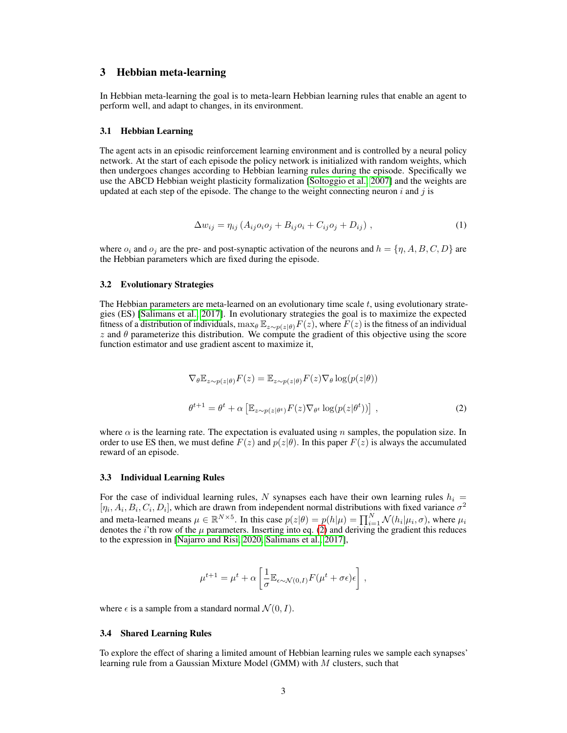## 3 Hebbian meta-learning

In Hebbian meta-learning the goal is to meta-learn Hebbian learning rules that enable an agent to perform well, and adapt to changes, in its environment.

### 3.1 Hebbian Learning

The agent acts in an episodic reinforcement learning environment and is controlled by a neural policy network. At the start of each episode the policy network is initialized with random weights, which then undergoes changes according to Hebbian learning rules during the episode. Specifically we use the ABCD Hebbian weight plasticity formalization [Soltoggio et al., 2007] and the weights are updated at each step of the episode. The change to the weight connecting neuron $i$ and $j$ is

$$\Delta w_{ij} = \eta_{ij} \left( A_{ij} o_i o_j + B_{ij} o_i + C_{ij} o_j + D_{ij} \right) , \tag{1}$$

where $o_i$ and $o_j$ are the pre- and post-synaptic activation of the neurons and $h = \{\eta, A, B, C, D\}$ are the Hebbian parameters which are fixed during the episode.

### 3.2 Evolutionary Strategies

The Hebbian parameters are meta-learned on an evolutionary time scale $t$, using evolutionary strategies (ES) [Salimans et al., 2017]. In evolutionary strategies the goal is to maximize the expected fitness of a distribution of individuals, $\max_\theta \mathbb{E}_{z \sim p(z|\theta)} F(z)$, where $F(z)$ is the fitness of an individual $z$ and $\theta$ parameterize this distribution. We compute the gradient of this objective using the score function estimator and use gradient ascent to maximize it,

$$\nabla_\theta \mathbb{E}_{z \sim p(z|\theta)} F(z) = \mathbb{E}_{z \sim p(z|\theta)} F(z) \nabla_\theta \log(p(z|\theta))$$

$$\theta^{t+1} = \theta^t + \alpha \left[ \mathbb{E}_{z \sim p(z|\theta^t)} F(z) \nabla_{\theta^t} \log(p(z|\theta^t)) \right] , \tag{2}$$

where $\alpha$ is the learning rate. The expectation is evaluated using $n$ samples, the population size. In order to use ES then, we must define $F(z)$ and $p(z|\theta)$. In this paper $F(z)$ is always the accumulated reward of an episode.

### 3.3 Individual Learning Rules

For the case of individual learning rules, $N$ synapses each have their own learning rules $h_i = [\eta_i, A_i, B_i, C_i, D_i]$, which are drawn from independent normal distributions with fixed variance $\sigma^2$ and meta-learned means $\mu \in \mathbb{R}^{N \times 5}$. In this case $p(z|\theta) = p(h|\mu) = \prod_{i=1}^{N} \mathcal{N}(h_i|\mu_i, \sigma)$, where $\mu_i$ denotes the $i$'th row of the $\mu$ parameters. Inserting into eq. (2) and deriving the gradient this reduces to the expression in [Najarro and Risi, 2020, Salimans et al., 2017],

$$\mu^{t+1} = \mu^t + \alpha \left[ \frac{1}{\sigma} \mathbb{E}_{\epsilon \sim \mathcal{N}(0,I)} F(\mu^t + \sigma \epsilon) \epsilon \right] ,$$

where $\epsilon$ is a sample from a standard normal $\mathcal{N}(0, I)$.

### 3.4 Shared Learning Rules

To explore the effect of sharing a limited amount of Hebbian learning rules we sample each synapses' learning rule from a Gaussian Mixture Model (GMM) with $M$ clusters, such that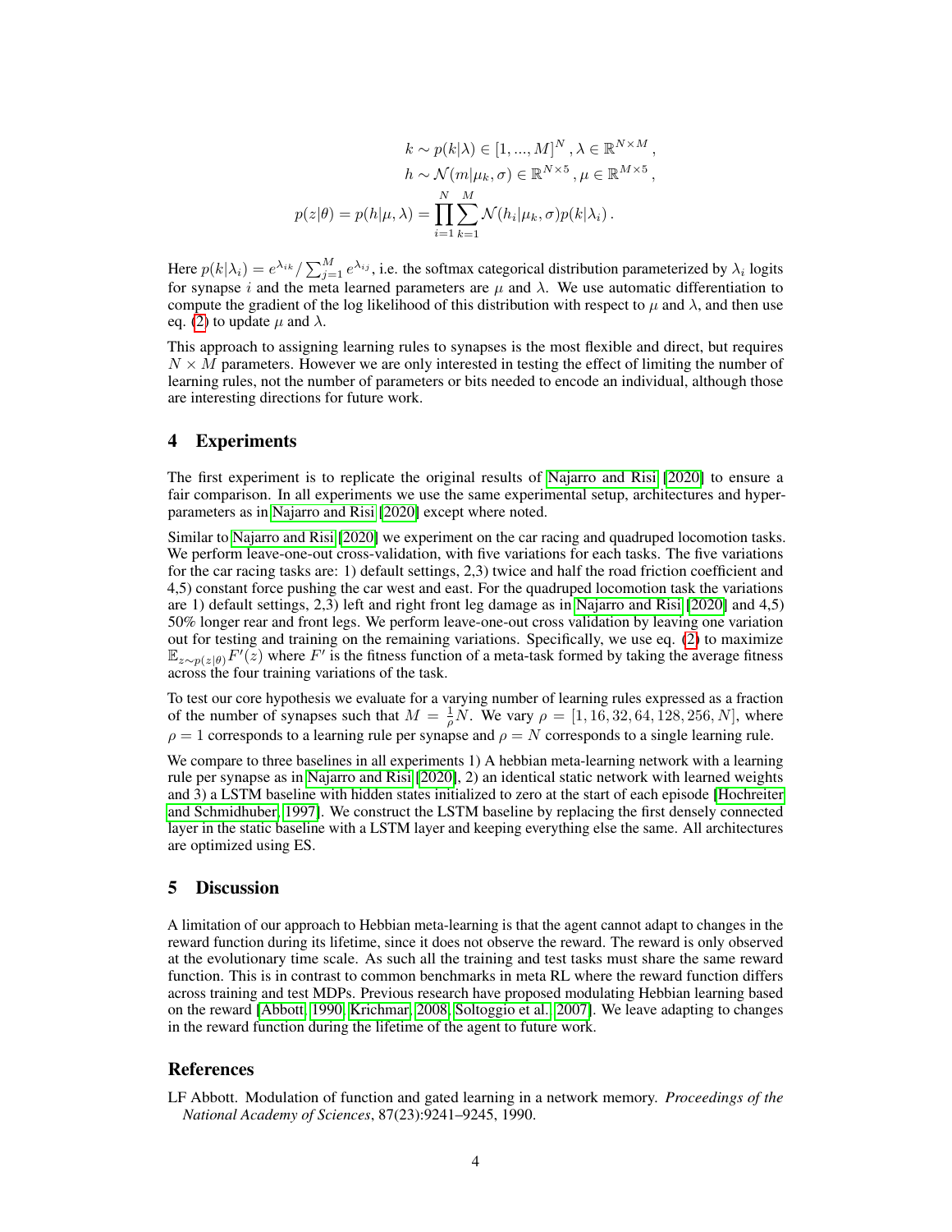$$
\begin{aligned}
k &\sim p(k|\lambda) \in [1, ..., M]^N \,, \lambda \in \mathbb{R}^{N \times M} \,, \\
h &\sim \mathcal{N}(m|\mu_k, \sigma) \in \mathbb{R}^{N \times 5} \,, \mu \in \mathbb{R}^{M \times 5} \,, \\
p(z|\theta) = p(h|\mu, \lambda) &= \prod_{i=1}^{N} \sum_{k=1}^{M} \mathcal{N}(h_i|\mu_k, \sigma) p(k|\lambda_i) \,.
\end{aligned}
$$

Here $p(k|\lambda_i) = e^{\lambda_{ik}} / \sum_{j=1}^{M} e^{\lambda_{ij}}$, i.e. the softmax categorical distribution parameterized by $\lambda_i$ logits for synapse $i$ and the meta learned parameters are $\mu$ and $\lambda$. We use automatic differentiation to compute the gradient of the log likelihood of this distribution with respect to $\mu$ and $\lambda$, and then use eq. (2) to update $\mu$ and $\lambda$.

This approach to assigning learning rules to synapses is the most flexible and direct, but requires $N \times M$ parameters. However we are only interested in testing the effect of limiting the number of learning rules, not the number of parameters or bits needed to encode an individual, although those are interesting directions for future work.

## 4 Experiments

The first experiment is to replicate the original results of Najarro and Risi [2020] to ensure a fair comparison. In all experiments we use the same experimental setup, architectures and hyper-parameters as in Najarro and Risi [2020] except where noted.

Similar to Najarro and Risi [2020] we experiment on the car racing and quadruped locomotion tasks. We perform leave-one-out cross-validation, with five variations for each tasks. The five variations for the car racing tasks are: 1) default settings, 2,3) twice and half the road friction coefficient and 4,5) constant force pushing the car west and east. For the quadruped locomotion task the variations are 1) default settings, 2,3) left and right front leg damage as in Najarro and Risi [2020] and 4,5) 50% longer rear and front legs. We perform leave-one-out cross validation by leaving one variation out for testing and training on the remaining variations. Specifically, we use eq. (2) to maximize $\mathbb{E}_{z \sim p(z|\theta)} F'(z)$ where $F'$ is the fitness function of a meta-task formed by taking the average fitness across the four training variations of the task.

To test our core hypothesis we evaluate for a varying number of learning rules expressed as a fraction of the number of synapses such that $M = \frac{1}{\rho} N$. We vary $\rho = [1, 16, 32, 64, 128, 256, N]$, where $\rho = 1$ corresponds to a learning rule per synapse and $\rho = N$ corresponds to a single learning rule.

We compare to three baselines in all experiments 1) A hebbian meta-learning network with a learning rule per synapse as in Najarro and Risi [2020], 2) an identical static network with learned weights and 3) a LSTM baseline with hidden states initialized to zero at the start of each episode [Hochreiter and Schmidhuber, 1997]. We construct the LSTM baseline by replacing the first densely connected layer in the static baseline with a LSTM layer and keeping everything else the same. All architectures are optimized using ES.

## 5 Discussion

A limitation of our approach to Hebbian meta-learning is that the agent cannot adapt to changes in the reward function during its lifetime, since it does not observe the reward. The reward is only observed at the evolutionary time scale. As such all the training and test tasks must share the same reward function. This is in contrast to common benchmarks in meta RL where the reward function differs across training and test MDPs. Previous research have proposed modulating Hebbian learning based on the reward [Abbott, 1990, Krichmar, 2008, Soltoggio et al., 2007]. We leave adapting to changes in the reward function during the lifetime of the agent to future work.

## References

LF Abbott. Modulation of function and gated learning in a network memory. *Proceedings of the National Academy of Sciences*, 87(23):9241–9245, 1990.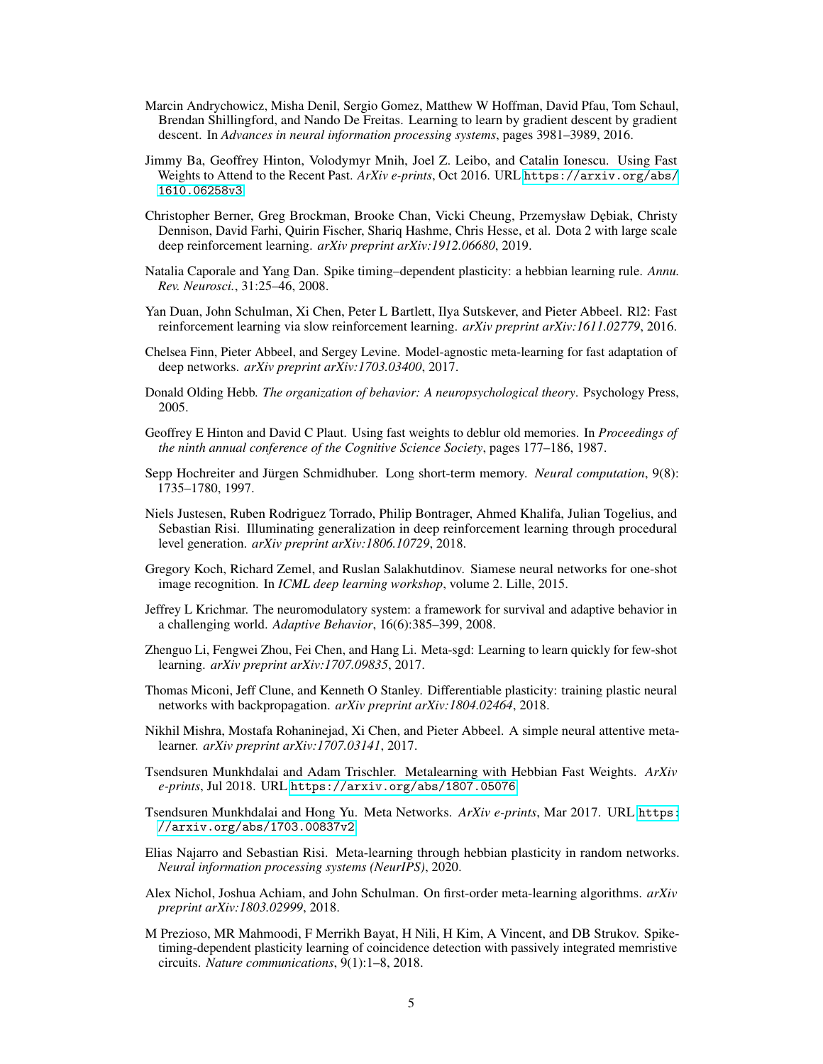Marcin Andrychowicz, Misha Denil, Sergio Gomez, Matthew W Hoffman, David Pfau, Tom Schaul, Brendan Shillingford, and Nando De Freitas. Learning to learn by gradient descent by gradient descent. In *Advances in neural information processing systems*, pages 3981–3989, 2016.

Jimmy Ba, Geoffrey Hinton, Volodymyr Mnih, Joel Z. Leibo, and Catalin Ionescu. Using Fast Weights to Attend to the Recent Past. *ArXiv e-prints*, Oct 2016. URL https://arxiv.org/abs/1610.06258v3.

Christopher Berner, Greg Brockman, Brooke Chan, Vicki Cheung, Przemysław Dębiak, Christy Dennison, David Farhi, Quirin Fischer, Shariq Hashme, Chris Hesse, et al. Dota 2 with large scale deep reinforcement learning. *arXiv preprint arXiv:1912.06680*, 2019.

Natalia Caporale and Yang Dan. Spike timing–dependent plasticity: a hebbian learning rule. *Annu. Rev. Neurosci.*, 31:25–46, 2008.

Yan Duan, John Schulman, Xi Chen, Peter L Bartlett, Ilya Sutskever, and Pieter Abbeel. Rl2: Fast reinforcement learning via slow reinforcement learning. *arXiv preprint arXiv:1611.02779*, 2016.

Chelsea Finn, Pieter Abbeel, and Sergey Levine. Model-agnostic meta-learning for fast adaptation of deep networks. *arXiv preprint arXiv:1703.03400*, 2017.

Donald Olding Hebb. *The organization of behavior: A neuropsychological theory*. Psychology Press, 2005.

Geoffrey E Hinton and David C Plaut. Using fast weights to deblur old memories. In *Proceedings of the ninth annual conference of the Cognitive Science Society*, pages 177–186, 1987.

Sepp Hochreiter and Jürgen Schmidhuber. Long short-term memory. *Neural computation*, 9(8): 1735–1780, 1997.

Niels Justesen, Ruben Rodriguez Torrado, Philip Bontrager, Ahmed Khalifa, Julian Togelius, and Sebastian Risi. Illuminating generalization in deep reinforcement learning through procedural level generation. *arXiv preprint arXiv:1806.10729*, 2018.

Gregory Koch, Richard Zemel, and Ruslan Salakhutdinov. Siamese neural networks for one-shot image recognition. In *ICML deep learning workshop*, volume 2. Lille, 2015.

Jeffrey L Krichmar. The neuromodulatory system: a framework for survival and adaptive behavior in a challenging world. *Adaptive Behavior*, 16(6):385–399, 2008.

Zhenguo Li, Fengwei Zhou, Fei Chen, and Hang Li. Meta-sgd: Learning to learn quickly for few-shot learning. *arXiv preprint arXiv:1707.09835*, 2017.

Thomas Miconi, Jeff Clune, and Kenneth O Stanley. Differentiable plasticity: training plastic neural networks with backpropagation. *arXiv preprint arXiv:1804.02464*, 2018.

Nikhil Mishra, Mostafa Rohaninejad, Xi Chen, and Pieter Abbeel. A simple neural attentive meta-learner. *arXiv preprint arXiv:1707.03141*, 2017.

Tsendsuren Munkhdalai and Adam Trischler. Metalearning with Hebbian Fast Weights. *ArXiv e-prints*, Jul 2018. URL https://arxiv.org/abs/1807.05076.

Tsendsuren Munkhdalai and Hong Yu. Meta Networks. *ArXiv e-prints*, Mar 2017. URL https://arxiv.org/abs/1703.00837v2.

Elias Najarro and Sebastian Risi. Meta-learning through hebbian plasticity in random networks. *Neural information processing systems (NeurIPS)*, 2020.

Alex Nichol, Joshua Achiam, and John Schulman. On first-order meta-learning algorithms. *arXiv preprint arXiv:1803.02999*, 2018.

M Prezioso, MR Mahmoodi, F Merrikh Bayat, H Nili, H Kim, A Vincent, and DB Strukov. Spike-timing-dependent plasticity learning of coincidence detection with passively integrated memristive circuits. *Nature communications*, 9(1):1–8, 2018.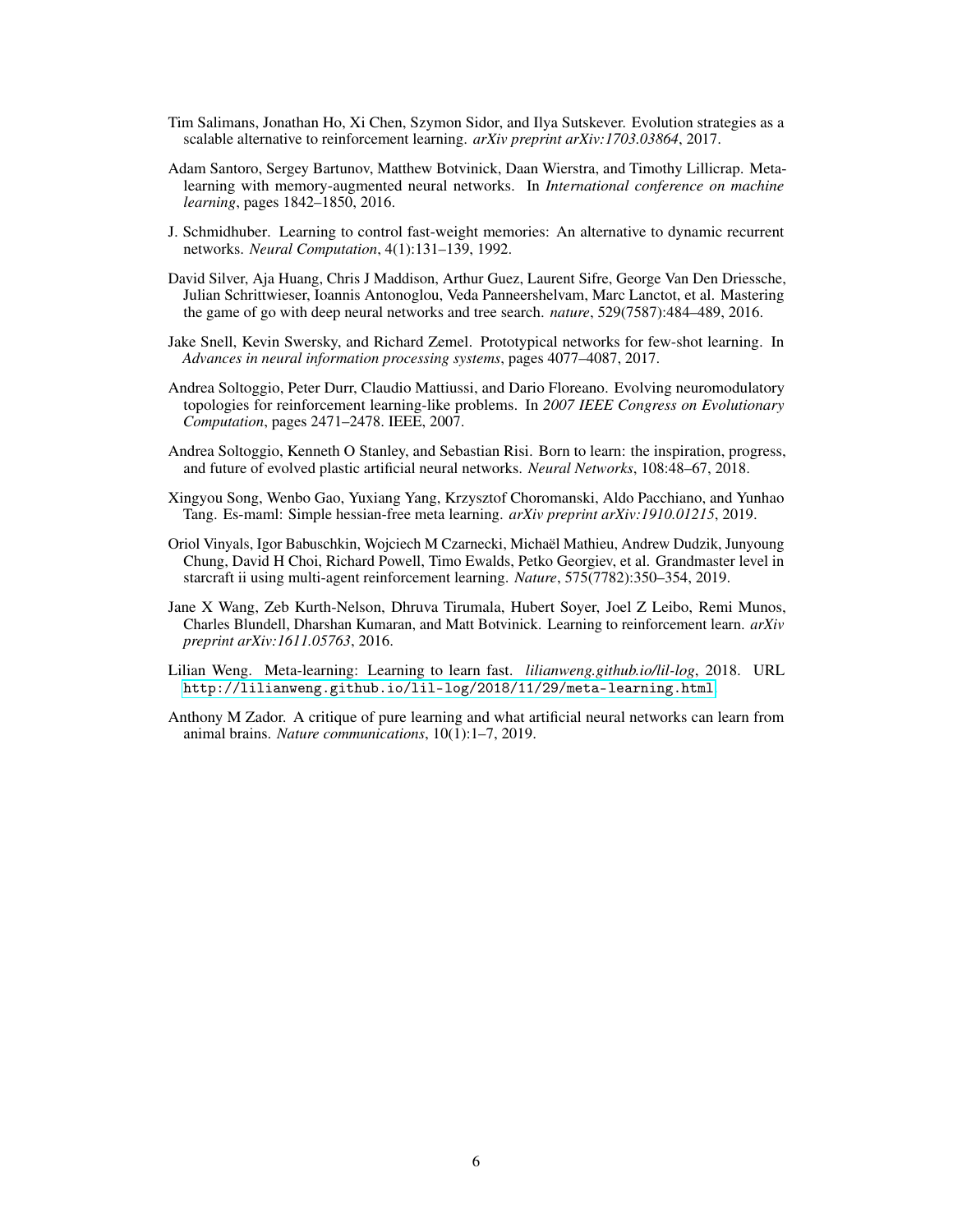Tim Salimans, Jonathan Ho, Xi Chen, Szymon Sidor, and Ilya Sutskever. Evolution strategies as a scalable alternative to reinforcement learning. *arXiv preprint arXiv:1703.03864*, 2017.

Adam Santoro, Sergey Bartunov, Matthew Botvinick, Daan Wierstra, and Timothy Lillicrap. Meta-learning with memory-augmented neural networks. In *International conference on machine learning*, pages 1842–1850, 2016.

J. Schmidhuber. Learning to control fast-weight memories: An alternative to dynamic recurrent networks. *Neural Computation*, 4(1):131–139, 1992.

David Silver, Aja Huang, Chris J Maddison, Arthur Guez, Laurent Sifre, George Van Den Driessche, Julian Schrittwieser, Ioannis Antonoglou, Veda Panneershelvam, Marc Lanctot, et al. Mastering the game of go with deep neural networks and tree search. *nature*, 529(7587):484–489, 2016.

Jake Snell, Kevin Swersky, and Richard Zemel. Prototypical networks for few-shot learning. In *Advances in neural information processing systems*, pages 4077–4087, 2017.

Andrea Soltoggio, Peter Durr, Claudio Mattiussi, and Dario Floreano. Evolving neuromodulatory topologies for reinforcement learning-like problems. In *2007 IEEE Congress on Evolutionary Computation*, pages 2471–2478. IEEE, 2007.

Andrea Soltoggio, Kenneth O Stanley, and Sebastian Risi. Born to learn: the inspiration, progress, and future of evolved plastic artificial neural networks. *Neural Networks*, 108:48–67, 2018.

Xingyou Song, Wenbo Gao, Yuxiang Yang, Krzysztof Choromanski, Aldo Pacchiano, and Yunhao Tang. Es-maml: Simple hessian-free meta learning. *arXiv preprint arXiv:1910.01215*, 2019.

Oriol Vinyals, Igor Babuschkin, Wojciech M Czarnecki, Michaël Mathieu, Andrew Dudzik, Junyoung Chung, David H Choi, Richard Powell, Timo Ewalds, Petko Georgiev, et al. Grandmaster level in starcraft ii using multi-agent reinforcement learning. *Nature*, 575(7782):350–354, 2019.

Jane X Wang, Zeb Kurth-Nelson, Dhruva Tirumala, Hubert Soyer, Joel Z Leibo, Remi Munos, Charles Blundell, Dharshan Kumaran, and Matt Botvinick. Learning to reinforcement learn. *arXiv preprint arXiv:1611.05763*, 2016.

Lilian Weng. Meta-learning: Learning to learn fast. *lilianweng.github.io/lil-log*, 2018. URL `http://lilianweng.github.io/lil-log/2018/11/29/meta-learning.html`.

Anthony M Zador. A critique of pure learning and what artificial neural networks can learn from animal brains. *Nature communications*, 10(1):1–7, 2019.